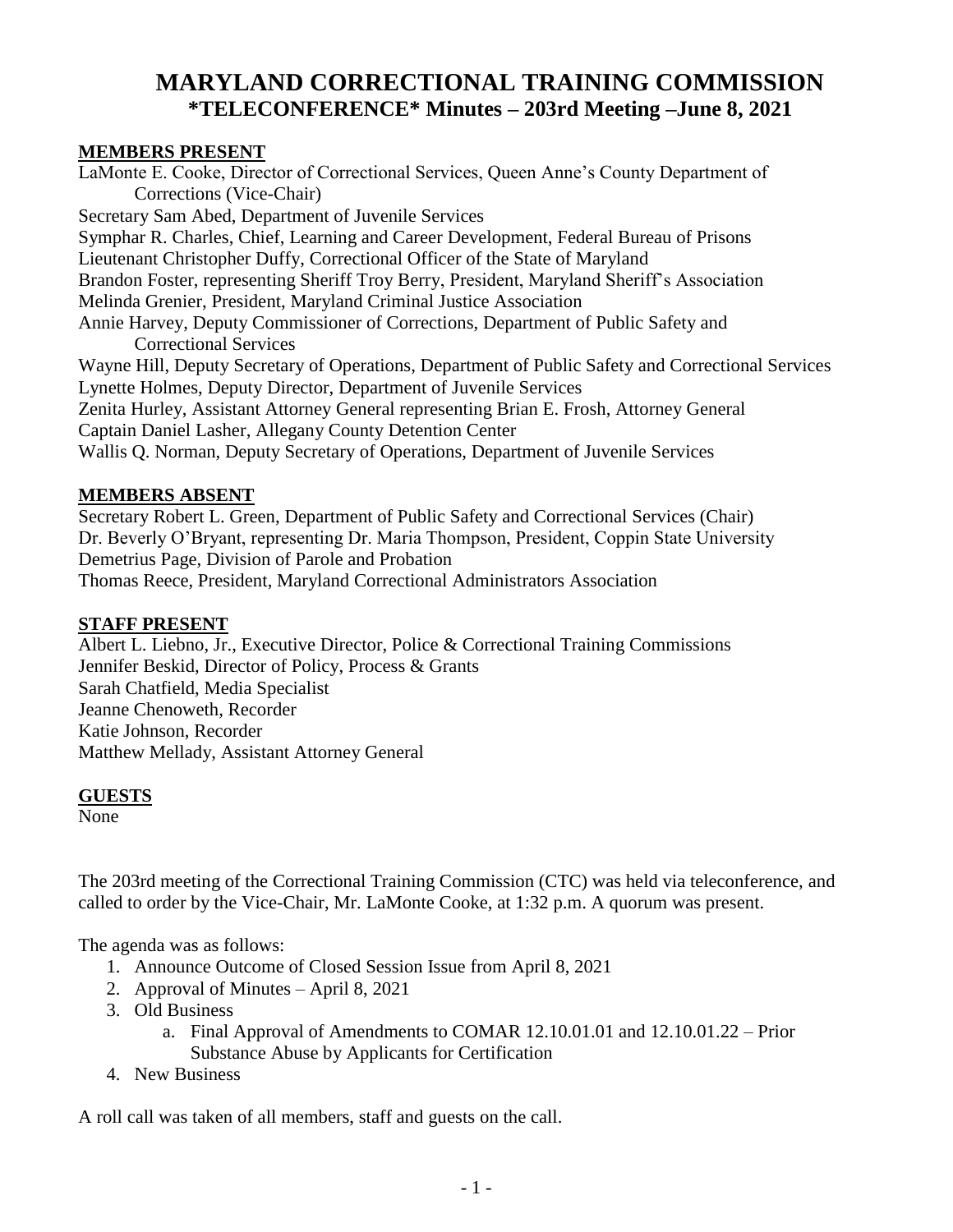# MARYLAND CORRECTIONAL TRAINING COMMISSION
## *TELECONFERENCE* Minutes – 203rd Meeting –June 8, 2021

**MEMBERS PRESENT**

LaMonte E. Cooke, Director of Correctional Services, Queen Anne's County Department of Corrections (Vice-Chair)
Secretary Sam Abed, Department of Juvenile Services
Symphar R. Charles, Chief, Learning and Career Development, Federal Bureau of Prisons
Lieutenant Christopher Duffy, Correctional Officer of the State of Maryland
Brandon Foster, representing Sheriff Troy Berry, President, Maryland Sheriff's Association
Melinda Grenier, President, Maryland Criminal Justice Association
Annie Harvey, Deputy Commissioner of Corrections, Department of Public Safety and Correctional Services
Wayne Hill, Deputy Secretary of Operations, Department of Public Safety and Correctional Services
Lynette Holmes, Deputy Director, Department of Juvenile Services
Zenita Hurley, Assistant Attorney General representing Brian E. Frosh, Attorney General
Captain Daniel Lasher, Allegany County Detention Center
Wallis Q. Norman, Deputy Secretary of Operations, Department of Juvenile Services

**MEMBERS ABSENT**

Secretary Robert L. Green, Department of Public Safety and Correctional Services (Chair)
Dr. Beverly O'Bryant, representing Dr. Maria Thompson, President, Coppin State University
Demetrius Page, Division of Parole and Probation
Thomas Reece, President, Maryland Correctional Administrators Association

**STAFF PRESENT**

Albert L. Liebno, Jr., Executive Director, Police & Correctional Training Commissions
Jennifer Beskid, Director of Policy, Process & Grants
Sarah Chatfield, Media Specialist
Jeanne Chenoweth, Recorder
Katie Johnson, Recorder
Matthew Mellady, Assistant Attorney General

**GUESTS**

None

The 203rd meeting of the Correctional Training Commission (CTC) was held via teleconference, and called to order by the Vice-Chair, Mr. LaMonte Cooke, at 1:32 p.m. A quorum was present.

The agenda was as follows:

1. Announce Outcome of Closed Session Issue from April 8, 2021
2. Approval of Minutes – April 8, 2021
3. Old Business
    a. Final Approval of Amendments to COMAR 12.10.01.01 and 12.10.01.22 – Prior Substance Abuse by Applicants for Certification
4. New Business

A roll call was taken of all members, staff and guests on the call.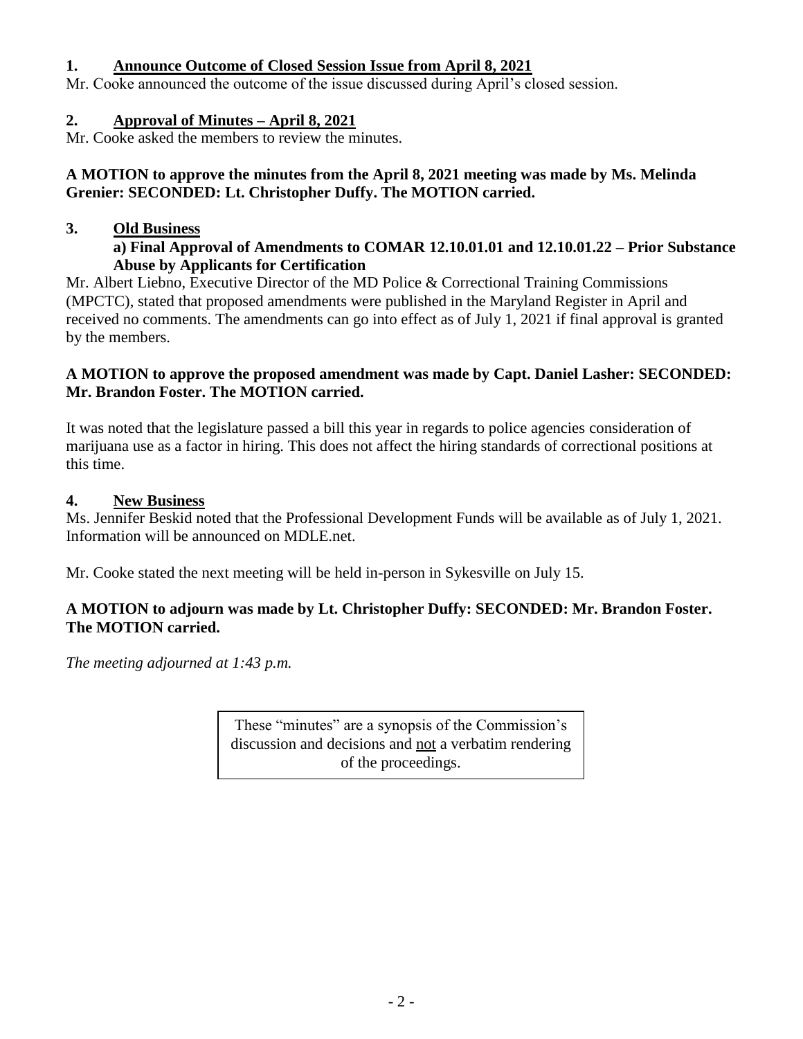## 1. Announce Outcome of Closed Session Issue from April 8, 2021

Mr. Cooke announced the outcome of the issue discussed during April's closed session.

## 2. Approval of Minutes – April 8, 2021

Mr. Cooke asked the members to review the minutes.

**A MOTION to approve the minutes from the April 8, 2021 meeting was made by Ms. Melinda Grenier: SECONDED: Lt. Christopher Duffy. The MOTION carried.**

## 3. Old Business

### a) Final Approval of Amendments to COMAR 12.10.01.01 and 12.10.01.22 – Prior Substance Abuse by Applicants for Certification

Mr. Albert Liebno, Executive Director of the MD Police & Correctional Training Commissions (MPCTC), stated that proposed amendments were published in the Maryland Register in April and received no comments. The amendments can go into effect as of July 1, 2021 if final approval is granted by the members.

**A MOTION to approve the proposed amendment was made by Capt. Daniel Lasher: SECONDED: Mr. Brandon Foster. The MOTION carried.**

It was noted that the legislature passed a bill this year in regards to police agencies consideration of marijuana use as a factor in hiring. This does not affect the hiring standards of correctional positions at this time.

## 4. New Business

Ms. Jennifer Beskid noted that the Professional Development Funds will be available as of July 1, 2021. Information will be announced on MDLE.net.

Mr. Cooke stated the next meeting will be held in-person in Sykesville on July 15.

**A MOTION to adjourn was made by Lt. Christopher Duffy: SECONDED: Mr. Brandon Foster. The MOTION carried.**

*The meeting adjourned at 1:43 p.m.*

These "minutes" are a synopsis of the Commission's discussion and decisions and not a verbatim rendering of the proceedings.